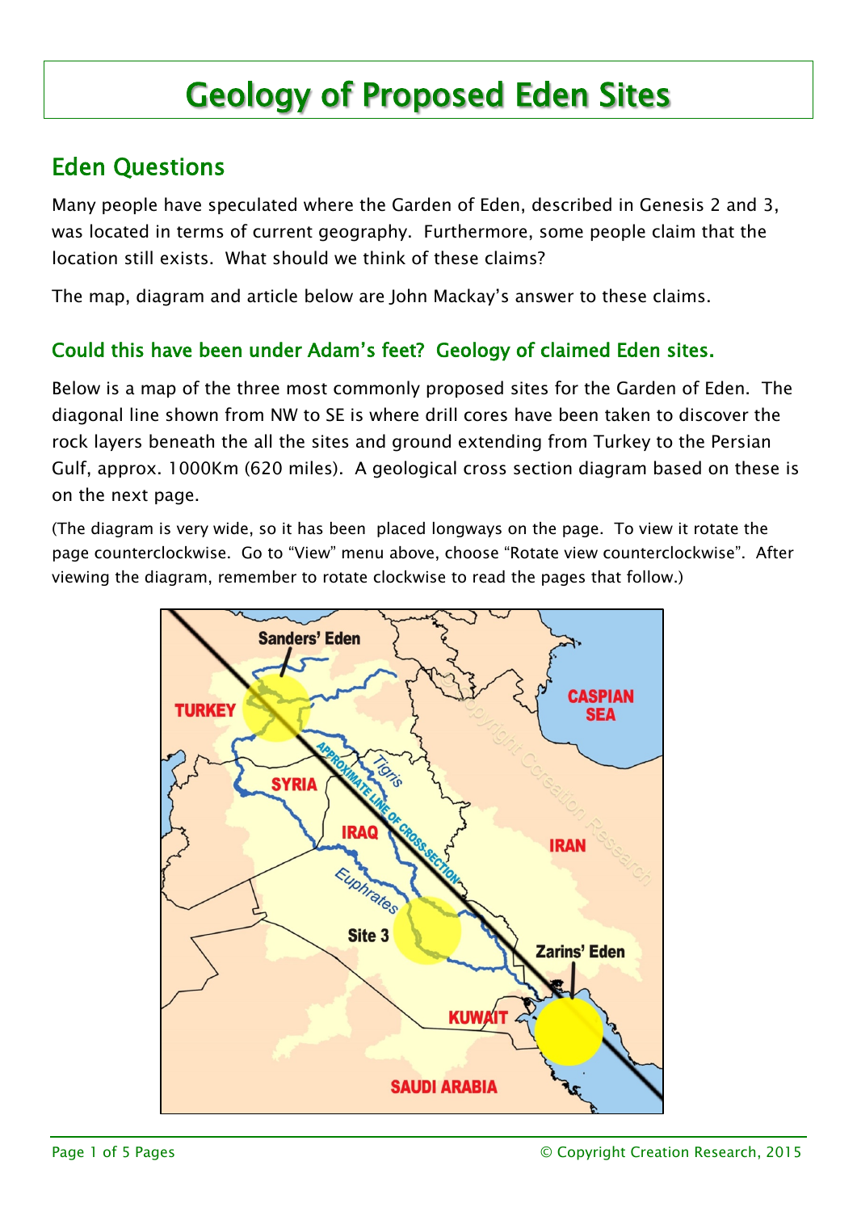# Geology of Proposed Eden Sites

## Eden Questions

Many people have speculated where the Garden of Eden, described in Genesis 2 and 3, was located in terms of current geography. Furthermore, some people claim that the location still exists. What should we think of these claims?

The map, diagram and article below are John Mackay's answer to these claims.

### Could this have been under Adam's feet? Geology of claimed Eden sites.

Below is a map of the three most commonly proposed sites for the Garden of Eden. The diagonal line shown from NW to SE is where drill cores have been taken to discover the rock layers beneath the all the sites and ground extending from Turkey to the Persian Gulf, approx. 1000Km (620 miles). A geological cross section diagram based on these is on the next page.

(The diagram is very wide, so it has been placed longways on the page. To view it rotate the page counterclockwise. Go to "View" menu above, choose "Rotate view counterclockwise". After viewing the diagram, remember to rotate clockwise to read the pages that follow.)

Sanders' Eden

TURKEY

CASPIAN SEA

SYRIA

Tigris

APPROXIMATE LINE OF CROSS-SECTION

IRAQ

IRAN

Euphrates

Site 3

Zarins' Eden

KUWAIT

SAUDI ARABIA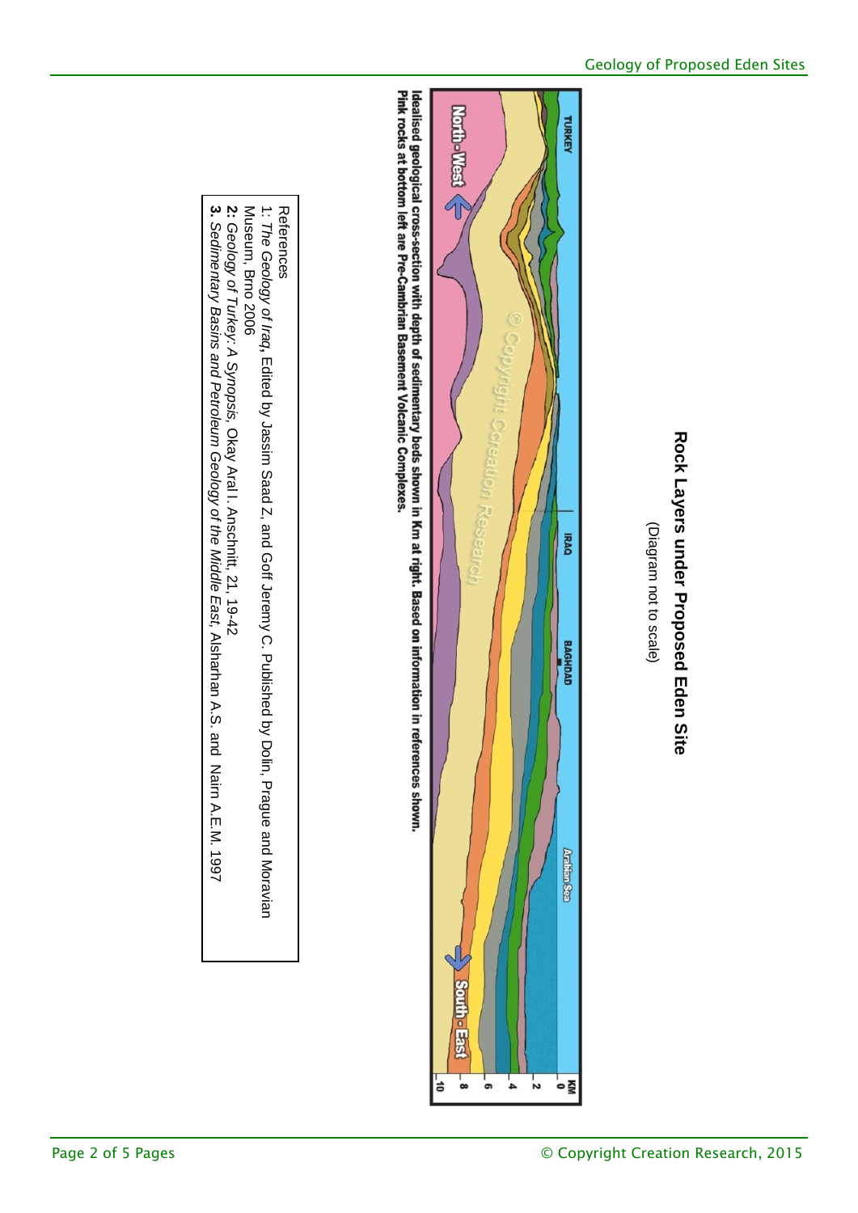# Rock Layers under Proposed Eden Site

(Diagram not to scale)

TURKEY

IRAQ

BAGHDAD

Arabian Sea

North - West

South - East

KM

0

2

4

6

8

10

© Copyright Creation Research

**Idealised geological cross-section with depth of sedimentary beds shown in Km at right. Based on information in references shown.**
**Pink rocks at bottom left are Pre-Cambrian Basement Volcanic Complexes.**

References

1: *The Geology of Iraq*, Edited by Jassim Saad Z, and Goff Jeremy C. Published by Dolin, Prague and Moravian Museum, Brno 2006

**2:** *Geology of Turkey: A Synopsis*, Okay Aral I. Anschnitt, 21, 19-42

**3.** *Sedimentary Basins and Petroleum Geology of the Middle East*, Alsharhan A.S. and Nairn A.E.M. 1997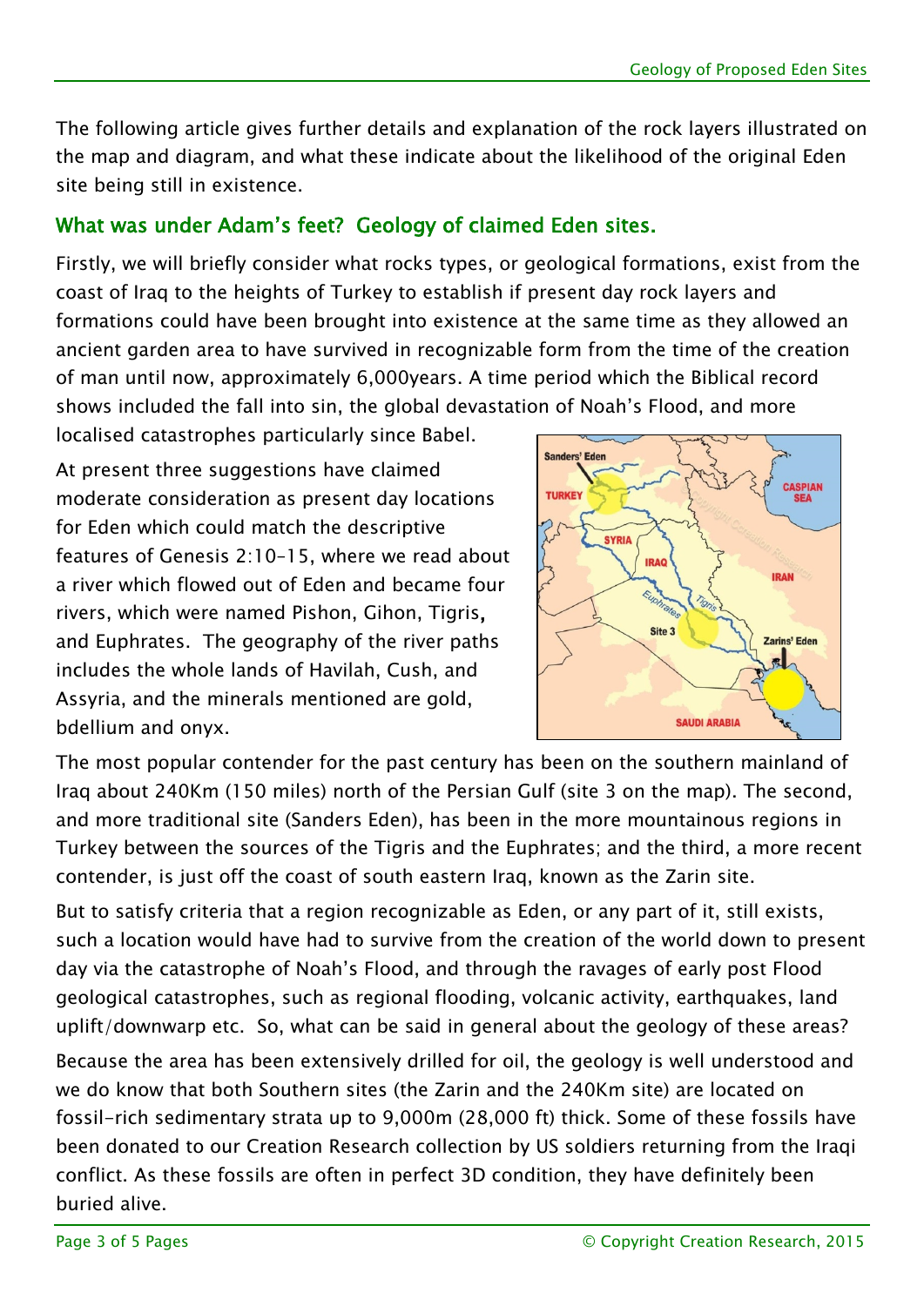The following article gives further details and explanation of the rock layers illustrated on the map and diagram, and what these indicate about the likelihood of the original Eden site being still in existence.

## What was under Adam's feet? Geology of claimed Eden sites.

Firstly, we will briefly consider what rocks types, or geological formations, exist from the coast of Iraq to the heights of Turkey to establish if present day rock layers and formations could have been brought into existence at the same time as they allowed an ancient garden area to have survived in recognizable form from the time of the creation of man until now, approximately 6,000years. A time period which the Biblical record shows included the fall into sin, the global devastation of Noah's Flood, and more localised catastrophes particularly since Babel.

At present three suggestions have claimed moderate consideration as present day locations for Eden which could match the descriptive features of Genesis 2:10–15, where we read about a river which flowed out of Eden and became four rivers, which were named Pishon, Gihon, Tigris, and Euphrates. The geography of the river paths includes the whole lands of Havilah, Cush, and Assyria, and the minerals mentioned are gold, bdellium and onyx.

The most popular contender for the past century has been on the southern mainland of Iraq about 240Km (150 miles) north of the Persian Gulf (site 3 on the map). The second, and more traditional site (Sanders Eden), has been in the more mountainous regions in Turkey between the sources of the Tigris and the Euphrates; and the third, a more recent contender, is just off the coast of south eastern Iraq, known as the Zarin site.

But to satisfy criteria that a region recognizable as Eden, or any part of it, still exists, such a location would have had to survive from the creation of the world down to present day via the catastrophe of Noah's Flood, and through the ravages of early post Flood geological catastrophes, such as regional flooding, volcanic activity, earthquakes, land uplift/downwarp etc. So, what can be said in general about the geology of these areas?

Because the area has been extensively drilled for oil, the geology is well understood and we do know that both Southern sites (the Zarin and the 240Km site) are located on fossil-rich sedimentary strata up to 9,000m (28,000 ft) thick. Some of these fossils have been donated to our Creation Research collection by US soldiers returning from the Iraqi conflict. As these fossils are often in perfect 3D condition, they have definitely been buried alive.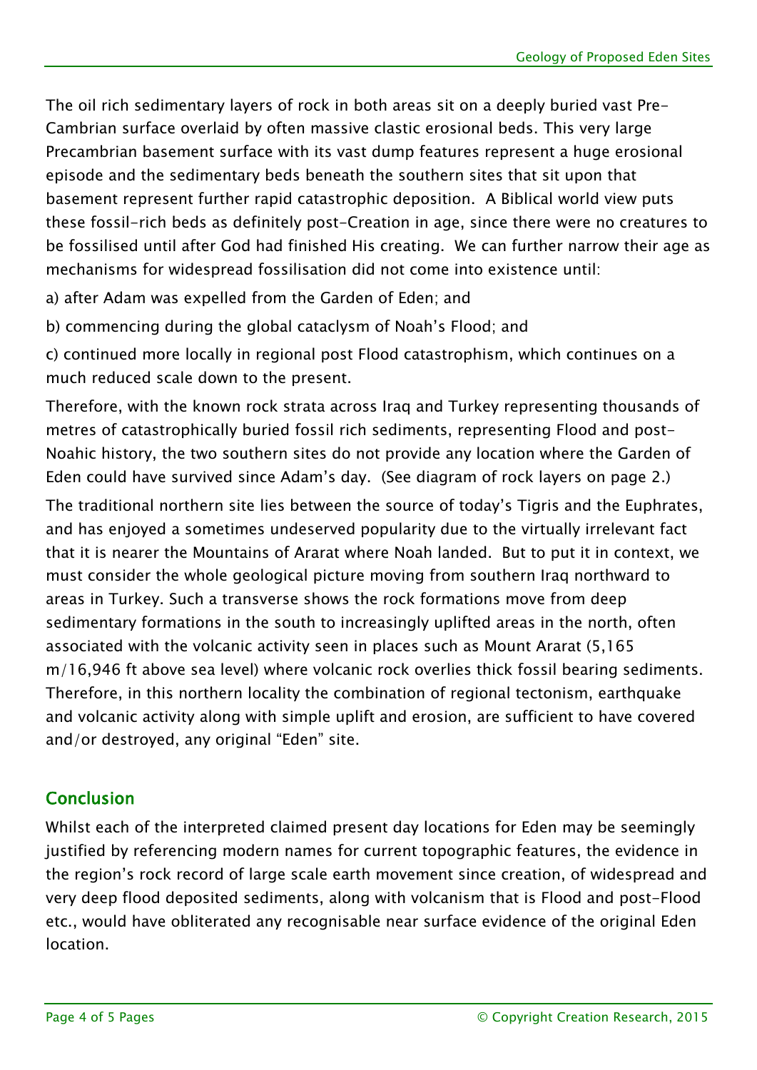The oil rich sedimentary layers of rock in both areas sit on a deeply buried vast Pre-Cambrian surface overlaid by often massive clastic erosional beds. This very large Precambrian basement surface with its vast dump features represent a huge erosional episode and the sedimentary beds beneath the southern sites that sit upon that basement represent further rapid catastrophic deposition. A Biblical world view puts these fossil-rich beds as definitely post-Creation in age, since there were no creatures to be fossilised until after God had finished His creating. We can further narrow their age as mechanisms for widespread fossilisation did not come into existence until:

a) after Adam was expelled from the Garden of Eden; and

b) commencing during the global cataclysm of Noah's Flood; and

c) continued more locally in regional post Flood catastrophism, which continues on a much reduced scale down to the present.

Therefore, with the known rock strata across Iraq and Turkey representing thousands of metres of catastrophically buried fossil rich sediments, representing Flood and post-Noahic history, the two southern sites do not provide any location where the Garden of Eden could have survived since Adam's day. (See diagram of rock layers on page 2.)

The traditional northern site lies between the source of today's Tigris and the Euphrates, and has enjoyed a sometimes undeserved popularity due to the virtually irrelevant fact that it is nearer the Mountains of Ararat where Noah landed. But to put it in context, we must consider the whole geological picture moving from southern Iraq northward to areas in Turkey. Such a transverse shows the rock formations move from deep sedimentary formations in the south to increasingly uplifted areas in the north, often associated with the volcanic activity seen in places such as Mount Ararat (5,165 m/16,946 ft above sea level) where volcanic rock overlies thick fossil bearing sediments. Therefore, in this northern locality the combination of regional tectonism, earthquake and volcanic activity along with simple uplift and erosion, are sufficient to have covered and/or destroyed, any original "Eden" site.

## Conclusion

Whilst each of the interpreted claimed present day locations for Eden may be seemingly justified by referencing modern names for current topographic features, the evidence in the region's rock record of large scale earth movement since creation, of widespread and very deep flood deposited sediments, along with volcanism that is Flood and post-Flood etc., would have obliterated any recognisable near surface evidence of the original Eden location.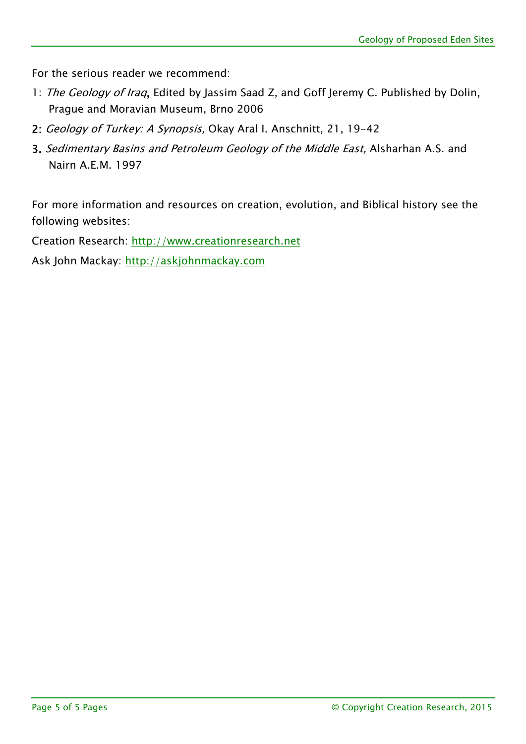For the serious reader we recommend:

1: *The Geology of Iraq*, Edited by Jassim Saad Z, and Goff Jeremy C. Published by Dolin, Prague and Moravian Museum, Brno 2006

2: *Geology of Turkey: A Synopsis,* Okay Aral I. Anschnitt, 21, 19-42

3. *Sedimentary Basins and Petroleum Geology of the Middle East,* Alsharhan A.S. and Nairn A.E.M. 1997

For more information and resources on creation, evolution, and Biblical history see the following websites:

Creation Research: http://www.creationresearch.net

Ask John Mackay: http://askjohnmackay.com